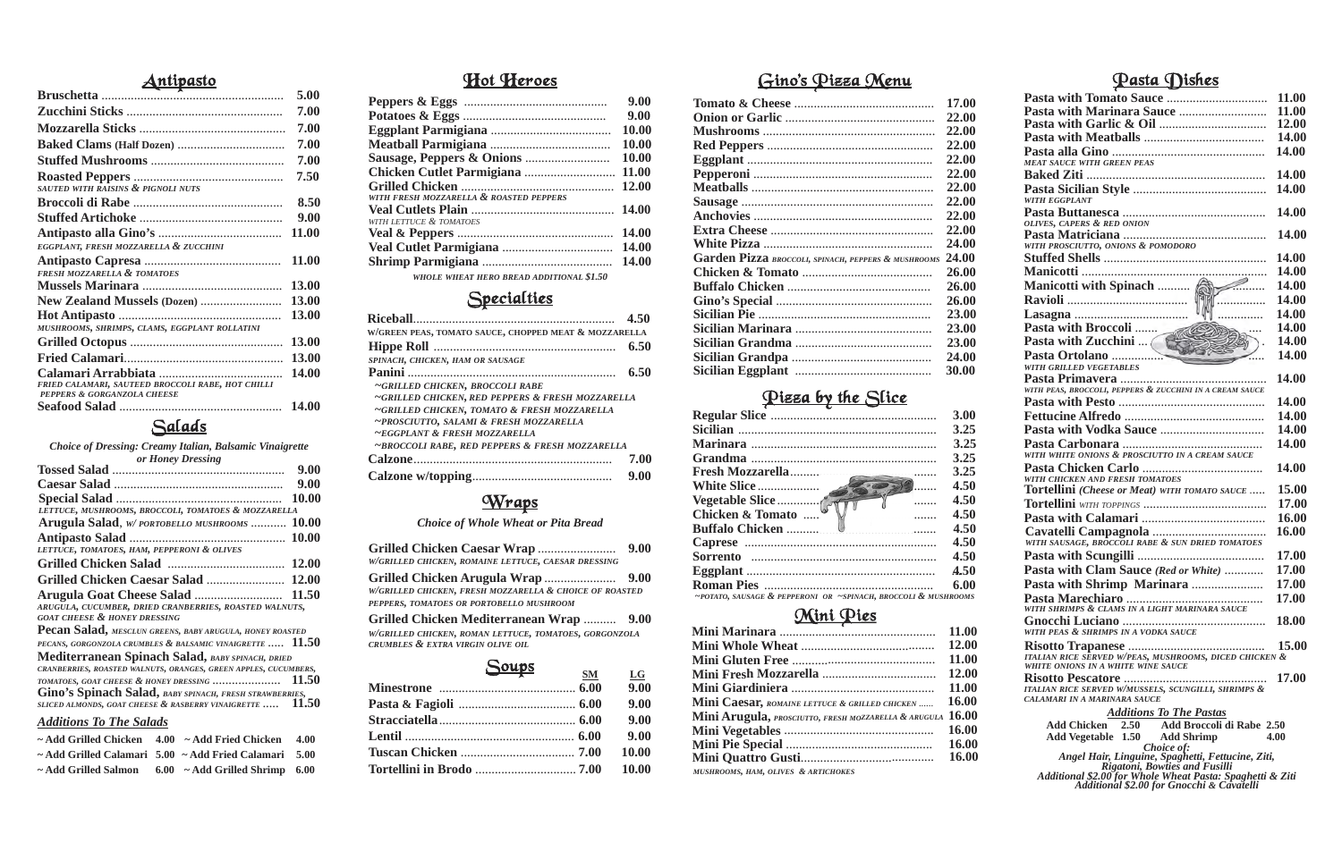## Antipasto

| Item | Price |
|---|---|
| **Bruschetta** | 5.00 |
| **Zucchini Sticks** | 7.00 |
| **Mozzarella Sticks** | 7.00 |
| **Baked Clams (Half Dozen)** | 7.00 |
| **Stuffed Mushrooms** | 7.00 |
| **Roasted Peppers** *sauted with raisins & pignoli nuts* | 7.50 |
| **Broccoli di Rabe** | 8.50 |
| **Stuffed Artichoke** | 9.00 |
| **Antipasto alla Gino's** *eggplant, fresh mozzarella & zucchini* | 11.00 |
| **Antipasto Capresa** *fresh mozzarella & tomatoes* | 11.00 |
| **Mussels Marinara** | 13.00 |
| **New Zealand Mussels (Dozen)** | 13.00 |
| **Hot Antipasto** *mushrooms, shrimps, clams, eggplant rollatini* | 13.00 |
| **Grilled Octopus** | 13.00 |
| **Fried Calamari** | 13.00 |
| **Calamari Arrabbiata** *fried calamari, sauteed broccoli rabe, hot chilli peppers & gorganzola cheese* | 14.00 |
| **Seafood Salad** | 14.00 |

## Salads

*Choice of Dressing: Creamy Italian, Balsamic Vinaigrette or Honey Dressing*

| Item | Price |
|---|---|
| **Tossed Salad** | 9.00 |
| **Caesar Salad** | 9.00 |
| **Special Salad** *lettuce, mushrooms, broccoli, tomatoes & mozzarella* | 10.00 |
| **Arugula Salad**, *w/ portobello mushrooms* | 10.00 |
| **Antipasto Salad** *lettuce, tomatoes, ham, pepperoni & olives* | 10.00 |
| **Grilled Chicken Salad** | 12.00 |
| **Grilled Chicken Caesar Salad** | 12.00 |
| **Arugula Goat Cheese Salad** *arugula, cucumber, dried cranberries, roasted walnuts, goat cheese & honey dressing* | 11.50 |
| **Pecan Salad,** *mesclun greens, baby arugula, honey roasted pecans, gorgonzola crumbles & balsamic vinaigrette* | 11.50 |
| **Mediterranean Spinach Salad,** *baby spinach, dried cranberries, roasted walnuts, oranges, green apples, cucumbers, tomatoes, goat cheese & honey dressing* | 11.50 |
| **Gino's Spinach Salad,** *baby spinach, fresh strawberries, sliced almonds, goat cheese & rasberry vinaigrette* | 11.50 |

### *Additions To The Salads*

- ~ Add Grilled Chicken 4.00 ~ Add Fried Chicken 4.00
- ~ Add Grilled Calamari 5.00 ~ Add Fried Calamari 5.00
- ~ Add Grilled Salmon 6.00 ~ Add Grilled Shrimp 6.00

## Hot Heroes

| Item | Price |
|---|---|
| **Peppers & Eggs** | 9.00 |
| **Potatoes & Eggs** | 9.00 |
| **Eggplant Parmigiana** | 10.00 |
| **Meatball Parmigiana** | 10.00 |
| **Sausage, Peppers & Onions** | 10.00 |
| **Chicken Cutlet Parmigiana** | 11.00 |
| **Grilled Chicken** *with fresh mozzarella & roasted peppers* | 12.00 |
| **Veal Cutlets Plain** *with lettuce & tomatoes* | 14.00 |
| **Veal & Peppers** | 14.00 |
| **Veal Cutlet Parmigiana** | 14.00 |
| **Shrimp Parmigiana** | 14.00 |

*Whole wheat hero bread additional $1.50*

## Specialties

| Item | Price |
|---|---|
| **Riceball** *w/green peas, tomato sauce, chopped meat & mozzarella* | 4.50 |
| **Hippe Roll** *spinach, chicken, ham or sausage* | 6.50 |
| **Panini** *~grilled chicken, broccoli rabe ~grilled chicken, red peppers & fresh mozzarella ~grilled chicken, tomato & fresh mozzarella ~prosciutto, salami & fresh mozzarella ~eggplant & fresh mozzarella ~broccoli rabe, red peppers & fresh mozzarella* | 6.50 |
| **Calzone** | 7.00 |
| **Calzone w/topping** | 9.00 |

## Wraps

*Choice of Whole Wheat or Pita Bread*

| Item | Price |
|---|---|
| **Grilled Chicken Caesar Wrap** *w/grilled chicken, romaine lettuce, caesar dressing* | 9.00 |
| **Grilled Chicken Arugula Wrap** *w/grilled chicken, fresh mozzarella & choice of roasted peppers, tomatoes or portobello mushroom* | 9.00 |
| **Grilled Chicken Mediterranean Wrap** *w/grilled chicken, roman lettuce, tomatoes, gorgonzola crumbles & extra virgin olive oil* | 9.00 |

## Soups

| Item | SM | LG |
|---|---|---|
| **Minestrone** | 6.00 | 9.00 |
| **Pasta & Fagioli** | 6.00 | 9.00 |
| **Stracciatella** | 6.00 | 9.00 |
| **Lentil** | 6.00 | 9.00 |
| **Tuscan Chicken** | 7.00 | 10.00 |
| **Tortellini in Brodo** | 7.00 | 10.00 |

## Gino's Pizza Menu

| Item | Price |
|---|---|
| **Tomato & Cheese** | 17.00 |
| **Onion or Garlic** | 22.00 |
| **Mushrooms** | 22.00 |
| **Red Peppers** | 22.00 |
| **Eggplant** | 22.00 |
| **Pepperoni** | 22.00 |
| **Meatballs** | 22.00 |
| **Sausage** | 22.00 |
| **Anchovies** | 22.00 |
| **Extra Cheese** | 22.00 |
| **White Pizza** | 24.00 |
| **Garden Pizza** *broccoli, spinach, peppers & mushrooms* | 24.00 |
| **Chicken & Tomato** | 26.00 |
| **Buffalo Chicken** | 26.00 |
| **Gino's Special** | 26.00 |
| **Sicilian Pie** | 23.00 |
| **Sicilian Marinara** | 23.00 |
| **Sicilian Grandma** | 23.00 |
| **Sicilian Grandpa** | 24.00 |
| **Sicilian Eggplant** | 30.00 |

## Pizza by the Slice

| Item | Price |
|---|---|
| **Regular Slice** | 3.00 |
| **Sicilian** | 3.25 |
| **Marinara** | 3.25 |
| **Grandma** | 3.25 |
| **Fresh Mozzarella** | 3.25 |
| **White Slice** | 4.50 |
| **Vegetable Slice** | 4.50 |
| **Chicken & Tomato** | 4.50 |
| **Buffalo Chicken** | 4.50 |
| **Caprese** | 4.50 |
| **Sorrento** | 4.50 |
| **Eggplant** | 4.50 |
| **Roman Pies** | 6.00 |

*~potato, sausage & pepperoni or ~spinach, broccoli & mushrooms*

## Mini Pies

| Item | Price |
|---|---|
| **Mini Marinara** | 11.00 |
| **Mini Whole Wheat** | 12.00 |
| **Mini Gluten Free** | 11.00 |
| **Mini Fresh Mozzarella** | 12.00 |
| **Mini Giardiniera** | 11.00 |
| **Mini Caesar,** *romaine lettuce & grilled chicken* | 16.00 |
| **Mini Arugula,** *prosciutto, fresh mozzarella & arugula* | 16.00 |
| **Mini Vegetables** | 16.00 |
| **Mini Pie Special** | 16.00 |
| **Mini Quattro Gusti** *mushrooms, ham, olives & artichokes* | 16.00 |

## Pasta Dishes

| Item | Price |
|---|---|
| **Pasta with Tomato Sauce** | 11.00 |
| **Pasta with Marinara Sauce** | 11.00 |
| **Pasta with Garlic & Oil** | 12.00 |
| **Pasta with Meatballs** | 14.00 |
| **Pasta alla Gino** *meat sauce with green peas* | 14.00 |
| **Baked Ziti** | 14.00 |
| **Pasta Sicilian Style** *with eggplant* | 14.00 |
| **Pasta Buttanesca** *olives, capers & red onion* | 14.00 |
| **Pasta Matriciana** *with prosciutto, onions & pomodoro* | 14.00 |
| **Stuffed Shells** | 14.00 |
| **Manicotti** | 14.00 |
| **Manicotti with Spinach** | 14.00 |
| **Ravioli** | 14.00 |
| **Lasagna** | 14.00 |
| **Pasta with Broccoli** | 14.00 |
| **Pasta with Zucchini** | 14.00 |
| **Pasta Ortolano** *with grilled vegetables* | 14.00 |
| **Pasta Primavera** *with peas, broccoli, peppers & zucchini in a cream sauce* | 14.00 |
| **Pasta with Pesto** | 14.00 |
| **Fettucine Alfredo** | 14.00 |
| **Pasta with Vodka Sauce** | 14.00 |
| **Pasta Carbonara** *with white onions & prosciutto in a cream sauce* | 14.00 |
| **Pasta Chicken Carlo** *with chicken and fresh tomatoes* | 14.00 |
| **Tortellini** *(Cheese or Meat) with tomato sauce* | 15.00 |
| **Tortellini** *with toppings* | 17.00 |
| **Pasta with Calamari** | 16.00 |
| **Cavatelli Campagnola** *with sausage, broccoli rabe & sun dried tomatoes* | 16.00 |
| **Pasta with Scungilli** | 17.00 |
| **Pasta with Clam Sauce** *(Red or White)* | 17.00 |
| **Pasta with Shrimp Marinara** | 17.00 |
| **Pasta Marechiaro** *with shrimps & clams in a light marinara sauce* | 17.00 |
| **Gnocchi Luciano** *with peas & shrimps in a vodka sauce* | 18.00 |
| **Risotto Trapanese** *italian rice served w/peas, mushrooms, diced chicken & white onions in a white wine sauce* | 15.00 |
| **Risotto Pescatore** *italian rice served w/mussels, scungilli, shrimps & calamari in a marinara sauce* | 17.00 |

### *Additions To The Pastas*

- Add Chicken 2.50 Add Broccoli di Rabe 2.50
- Add Vegetable 1.50 Add Shrimp 4.00

*Choice of:*
*Angel Hair, Linguine, Spaghetti, Fettucine, Ziti, Rigatoni, Bowties and Fusilli*
*Additional $2.00 for Whole Wheat Pasta: Spaghetti & Ziti*
*Additional $2.00 for Gnocchi & Cavatelli*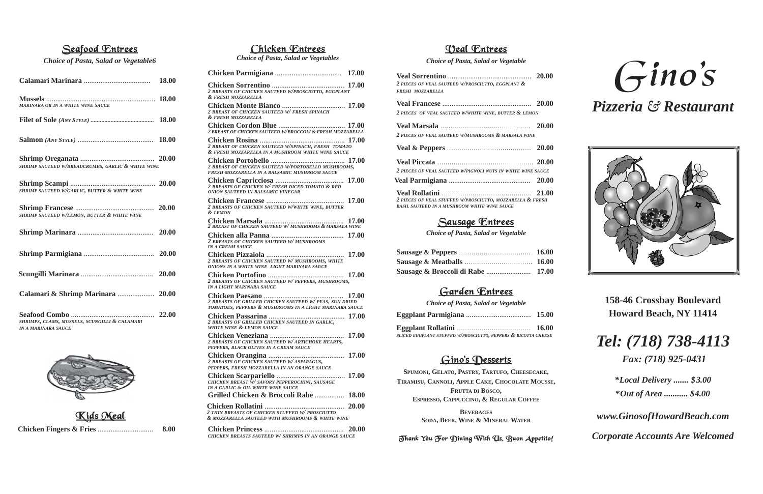## Seafood Entrees

*Choice of Pasta, Salad or Vegetable6*

**Calamari Marinara** .......... **18.00**

**Mussels** .......... **18.00**
*MARINARA OR IN A WHITE WINE SAUCE*

**Filet of Sole** *(ANY STYLE)* .......... **18.00**

**Salmon** *(ANY STYLE)* .......... **18.00**

**Shrimp Oreganata** .......... **20.00**
*SHRIMP SAUTEED W/BREADCRUMBS, GARLIC & WHITE WINE*

**Shrimp Scampi** .......... **20.00**
*SHRIMP SAUTEED W/GARLIC, BUTTER & WHITE WINE*

**Shrimp Francese** .......... **20.00**
*SHRIMP SAUTEED W/LEMON, BUTTER & WHITE WINE*

**Shrimp Marinara** .......... **20.00**

**Shrimp Parmigiana** .......... **20.00**

**Scungilli Marinara** .......... **20.00**

**Calamari & Shrimp Marinara** .......... **20.00**

**Seafood Combo** .......... **22.00**
*SHRIMPS, CLAMS, MUSSELS, SCUNGILLI & CALAMARI IN A MARINARA SAUCE*

## Kids Meal

**Chicken Fingers & Fries** .......... **8.00**

## Chicken Entrees

*Choice of Pasta, Salad or Vegetables*

**Chicken Parmigiana** .......... **17.00**

**Chicken Sorrentino** .......... **17.00**
*2 BREASTS OF CHICKEN SAUTEED W/PROSCIUTTO, EGGPLANT & FRESH MOZZARELLA*

**Chicken Monte Bianco** .......... **17.00**
*2 BREAST OF CHICKEN SAUTEED W/ FRESH SPINACH & FRESH MOZZARELLA*

**Chicken Cordon Blue** .......... **17.00**
*2 BREAST OF CHICKEN SAUTEED W/BROCCOLI & FRESH MOZZARELLA*

**Chicken Rosina** .......... **17.00**
*2 BREAST OF CHICKEN SAUTEED W/SPINACH, FRESH TOMATO & FRESH MOZZARELLA IN A MUSHROOM WHITE WINE SAUCE*

**Chicken Portobello** .......... **17.00**
*2 BREAST OF CHICKEN SAUTEED W/PORTOBELLO MUSHROOMS, FRESH MOZZARELLA IN A BALSAMIC MUSHROOM SAUCE*

**Chicken Capricciosa** .......... **17.00**
*2 BREASTS OF CHICKEN W/ FRESH DICED TOMATO & RED ONION SAUTEED IN BALSAMIC VINEGAR*

**Chicken Francese** .......... **17.00**
*2 BREASTS OF CHICKEN SAUTEED W/WHITE WINE, BUTTER & LEMON*

**Chicken Marsala** .......... **17.00**
*2 BREAST OF CHICKEN SAUTEED W/ MUSHROOMS & MARSALA WINE*

**Chicken alla Panna** .......... **17.00**
*2 BREASTS OF CHICKEN SAUTEED W/ MUSHROOMS IN A CREAM SAUCE*

**Chicken Pizzaiola** .......... **17.00**
*2 BREASTS OF CHICKEN SAUTEED W/ MUSHROOMS, WHITE ONIONS IN A WHITE WINE LIGHT MARINARA SAUCE*

**Chicken Portofino** .......... **17.00**
*2 BREASTS OF CHICKEN SAUTEED W/ PEPPERS, MUSHROOMS, IN A LIGHT MARINARA SAUCE*

**Chicken Paesano** .......... **17.00**
*2 BREASTS OF GRILLED CHICKEN SAUTEED W/ PEAS, SUN DRIED TOMATOES, PEPPERS & MUSHROOMS IN A LIGHT MARINARA SAUCE*

**Chicken Passarina** .......... **17.00**
*2 BREASTS OF GRILLED CHICKEN SAUTEED IN GARLIC, WHITE WINE & LEMON SAUCE*

**Chicken Veneziana** .......... **17.00**
*2 BREASTS OF CHICKEN SAUTEED W/ ARTICHOKE HEARTS, PEPPERS, BLACK OLIVES IN A CREAM SAUCE*

**Chicken Orangina** .......... **17.00**
*2 BREASTS OF CHICKEN SAUTEED W/ ASPARAGUS, PEPPERS, FRESH MOZZARELLA IN AN ORANGE SAUCE*

**Chicken Scarpariello** .......... **17.00**
*CHICKEN BREAST W/ SAVORY PEPPEROCHINI, SAUSAGE IN A GARLIC & OIL WHITE WINE SAUCE*

**Grilled Chicken & Broccoli Rabe** .......... **18.00**

**Chicken Rollatini** .......... **20.00**
*2 THIN BREASTS OF CHICKEN STUFFED W/ PROSCIUTTO & MOZZARELLA SAUTEED WITH MUSHROOMS & WHITE WINE*

**Chicken Princess** .......... **20.00**
*CHICKEN BREASTS SAUTEED W/ SHRIMPS IN AN ORANGE SAUCE*

## Veal Entrees

*Choice of Pasta, Salad or Vegetable*

**Veal Sorrentino** .......... **20.00**
*2 PIECES OF VEAL SAUTEED W/PROSCIUTTO, EGGPLANT & FRESH MOZZARELLA*

**Veal Francese** .......... **20.00**
*2 PIECES OF VEAL SAUTEED W/WHITE WINE, BUTTER & LEMON*

**Veal Marsala** .......... **20.00**
*2 PIECES OF VEAL SAUTEED W/MUSHROOMS & MARSALA WINE*

**Veal & Peppers** .......... **20.00**

**Veal Piccata** .......... **20.00**
*2 PIECES OF VEAL SAUTEED W/PIGNOLI NUTS IN WHITE WINE SAUCE*

**Veal Parmigiana** .......... **20.00**

**Veal Rollatini** .......... **21.00**
*2 PIECES OF VEAL STUFFED W/PROSCIUTTO, MOZZARELLA & FRESH BASIL SAUTEED IN A MUSHROOM WHITE WINE SAUCE*

## Sausage Entrees

*Choice of Pasta, Salad or Vegetable*

**Sausage & Peppers** .......... **16.00**
**Sausage & Meatballs** .......... **16.00**
**Sausage & Broccoli di Rabe** .......... **17.00**

## Garden Entrees

*Choice of Pasta, Salad or Vegetable*

**Eggplant Parmigiana** .......... **15.00**

**Eggplant Rollatini** .......... **16.00**
*SLICED EGGPLANT STUFFED W/PROSCIUTTO, PEPPERS & RICOTTA CHEESE*

## Gino's Desserts

SPUMONI, GELATO, PASTRY, TARTUFO, CHEESECAKE, TIRAMISU, CANNOLI, APPLE CAKE, CHOCOLATE MOUSSE, FRUTTA DI BOSCO, ESPRESSO, CAPPUCCINO, & REGULAR COFFEE

**BEVERAGES**
SODA, BEER, WINE & MINERAL WATER

Thank You For Dining With Us, Buon Appetito!

# *Gino's*

## *Pizzeria & Restaurant*

**158-46 Crossbay Boulevard**
**Howard Beach, NY 11414**

## *Tel: (718) 738-4113*

*Fax: (718) 925-0431*

*\*Local Delivery ....... $3.00*
*\*Out of Area ........... $4.00*

*www.GinosofHowardBeach.com*

*Corporate Accounts Are Welcomed*